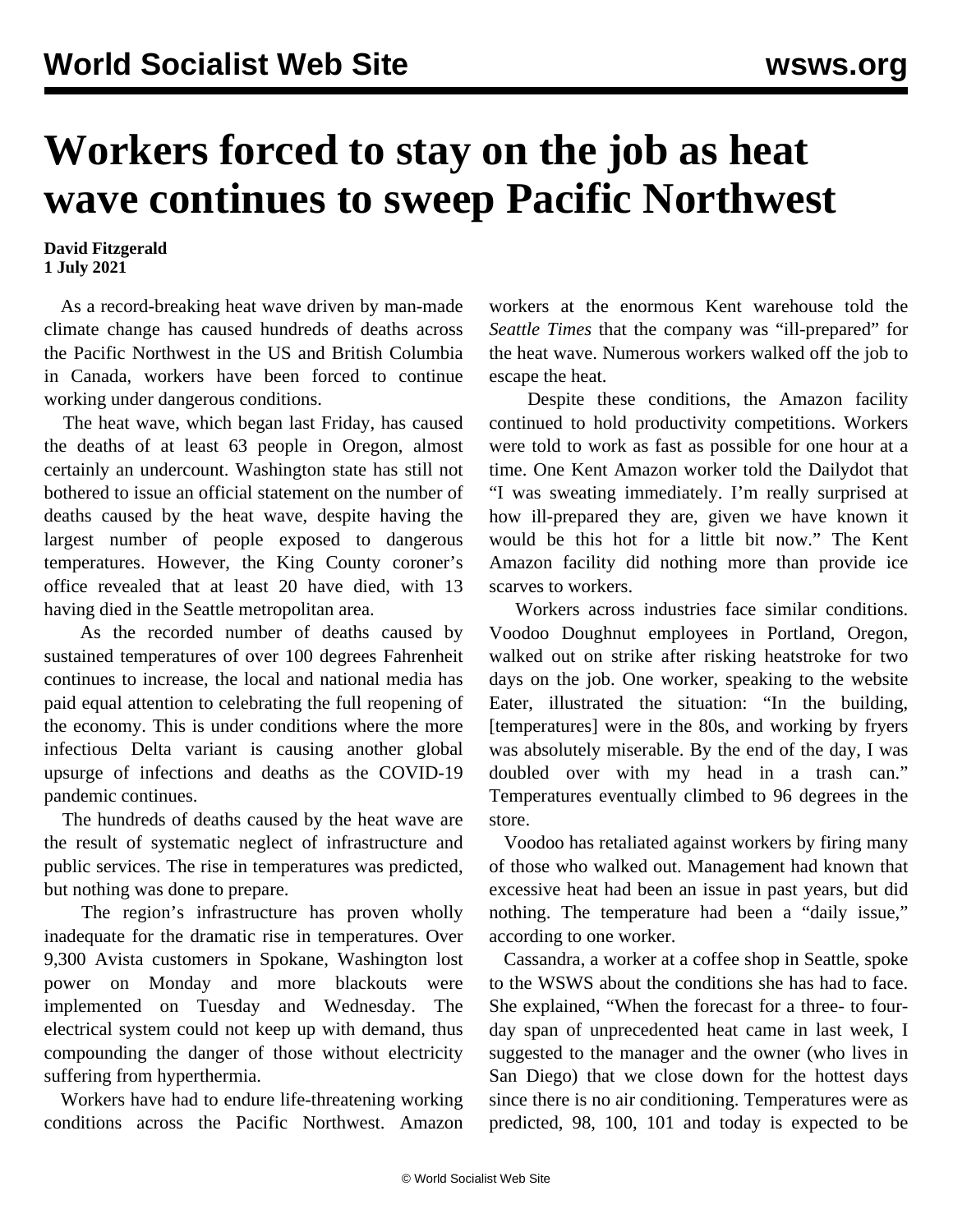# Workers forced to stay on the job as heat wave continues to sweep Pacific Northwest

**David Fitzgerald**
**1 July 2021**

As a record-breaking heat wave driven by man-made climate change has caused hundreds of deaths across the Pacific Northwest in the US and British Columbia in Canada, workers have been forced to continue working under dangerous conditions.

The heat wave, which began last Friday, has caused the deaths of at least 63 people in Oregon, almost certainly an undercount. Washington state has still not bothered to issue an official statement on the number of deaths caused by the heat wave, despite having the largest number of people exposed to dangerous temperatures. However, the King County coroner's office revealed that at least 20 have died, with 13 having died in the Seattle metropolitan area.

As the recorded number of deaths caused by sustained temperatures of over 100 degrees Fahrenheit continues to increase, the local and national media has paid equal attention to celebrating the full reopening of the economy. This is under conditions where the more infectious Delta variant is causing another global upsurge of infections and deaths as the COVID-19 pandemic continues.

The hundreds of deaths caused by the heat wave are the result of systematic neglect of infrastructure and public services. The rise in temperatures was predicted, but nothing was done to prepare.

The region's infrastructure has proven wholly inadequate for the dramatic rise in temperatures. Over 9,300 Avista customers in Spokane, Washington lost power on Monday and more blackouts were implemented on Tuesday and Wednesday. The electrical system could not keep up with demand, thus compounding the danger of those without electricity suffering from hyperthermia.

Workers have had to endure life-threatening working conditions across the Pacific Northwest. Amazon workers at the enormous Kent warehouse told the *Seattle Times* that the company was "ill-prepared" for the heat wave. Numerous workers walked off the job to escape the heat.

Despite these conditions, the Amazon facility continued to hold productivity competitions. Workers were told to work as fast as possible for one hour at a time. One Kent Amazon worker told the Dailydot that "I was sweating immediately. I'm really surprised at how ill-prepared they are, given we have known it would be this hot for a little bit now." The Kent Amazon facility did nothing more than provide ice scarves to workers.

Workers across industries face similar conditions. Voodoo Doughnut employees in Portland, Oregon, walked out on strike after risking heatstroke for two days on the job. One worker, speaking to the website Eater, illustrated the situation: "In the building, [temperatures] were in the 80s, and working by fryers was absolutely miserable. By the end of the day, I was doubled over with my head in a trash can." Temperatures eventually climbed to 96 degrees in the store.

Voodoo has retaliated against workers by firing many of those who walked out. Management had known that excessive heat had been an issue in past years, but did nothing. The temperature had been a "daily issue," according to one worker.

Cassandra, a worker at a coffee shop in Seattle, spoke to the WSWS about the conditions she has had to face. She explained, "When the forecast for a three- to four-day span of unprecedented heat came in last week, I suggested to the manager and the owner (who lives in San Diego) that we close down for the hottest days since there is no air conditioning. Temperatures were as predicted, 98, 100, 101 and today is expected to be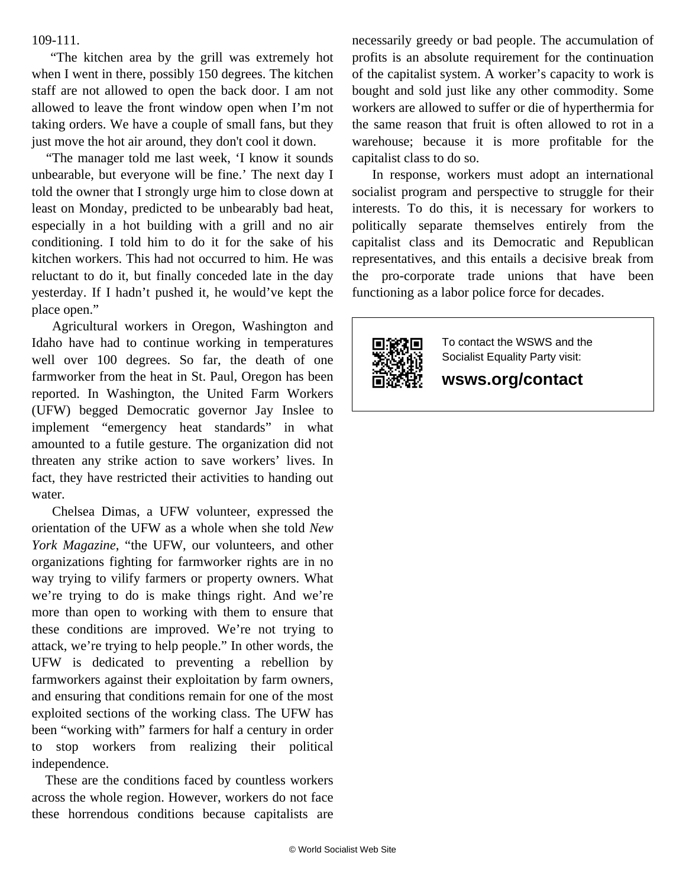109-111.

"The kitchen area by the grill was extremely hot when I went in there, possibly 150 degrees. The kitchen staff are not allowed to open the back door. I am not allowed to leave the front window open when I'm not taking orders. We have a couple of small fans, but they just move the hot air around, they don't cool it down.

"The manager told me last week, 'I know it sounds unbearable, but everyone will be fine.' The next day I told the owner that I strongly urge him to close down at least on Monday, predicted to be unbearably bad heat, especially in a hot building with a grill and no air conditioning. I told him to do it for the sake of his kitchen workers. This had not occurred to him. He was reluctant to do it, but finally conceded late in the day yesterday. If I hadn't pushed it, he would've kept the place open."

Agricultural workers in Oregon, Washington and Idaho have had to continue working in temperatures well over 100 degrees. So far, the death of one farmworker from the heat in St. Paul, Oregon has been reported. In Washington, the United Farm Workers (UFW) begged Democratic governor Jay Inslee to implement "emergency heat standards" in what amounted to a futile gesture. The organization did not threaten any strike action to save workers' lives. In fact, they have restricted their activities to handing out water.

Chelsea Dimas, a UFW volunteer, expressed the orientation of the UFW as a whole when she told *New York Magazine*, "the UFW, our volunteers, and other organizations fighting for farmworker rights are in no way trying to vilify farmers or property owners. What we're trying to do is make things right. And we're more than open to working with them to ensure that these conditions are improved. We're not trying to attack, we're trying to help people." In other words, the UFW is dedicated to preventing a rebellion by farmworkers against their exploitation by farm owners, and ensuring that conditions remain for one of the most exploited sections of the working class. The UFW has been "working with" farmers for half a century in order to stop workers from realizing their political independence.

These are the conditions faced by countless workers across the whole region. However, workers do not face these horrendous conditions because capitalists are necessarily greedy or bad people. The accumulation of profits is an absolute requirement for the continuation of the capitalist system. A worker's capacity to work is bought and sold just like any other commodity. Some workers are allowed to suffer or die of hyperthermia for the same reason that fruit is often allowed to rot in a warehouse; because it is more profitable for the capitalist class to do so.

In response, workers must adopt an international socialist program and perspective to struggle for their interests. To do this, it is necessary for workers to politically separate themselves entirely from the capitalist class and its Democratic and Republican representatives, and this entails a decisive break from the pro-corporate trade unions that have been functioning as a labor police force for decades.

To contact the WSWS and the Socialist Equality Party visit:

**wsws.org/contact**